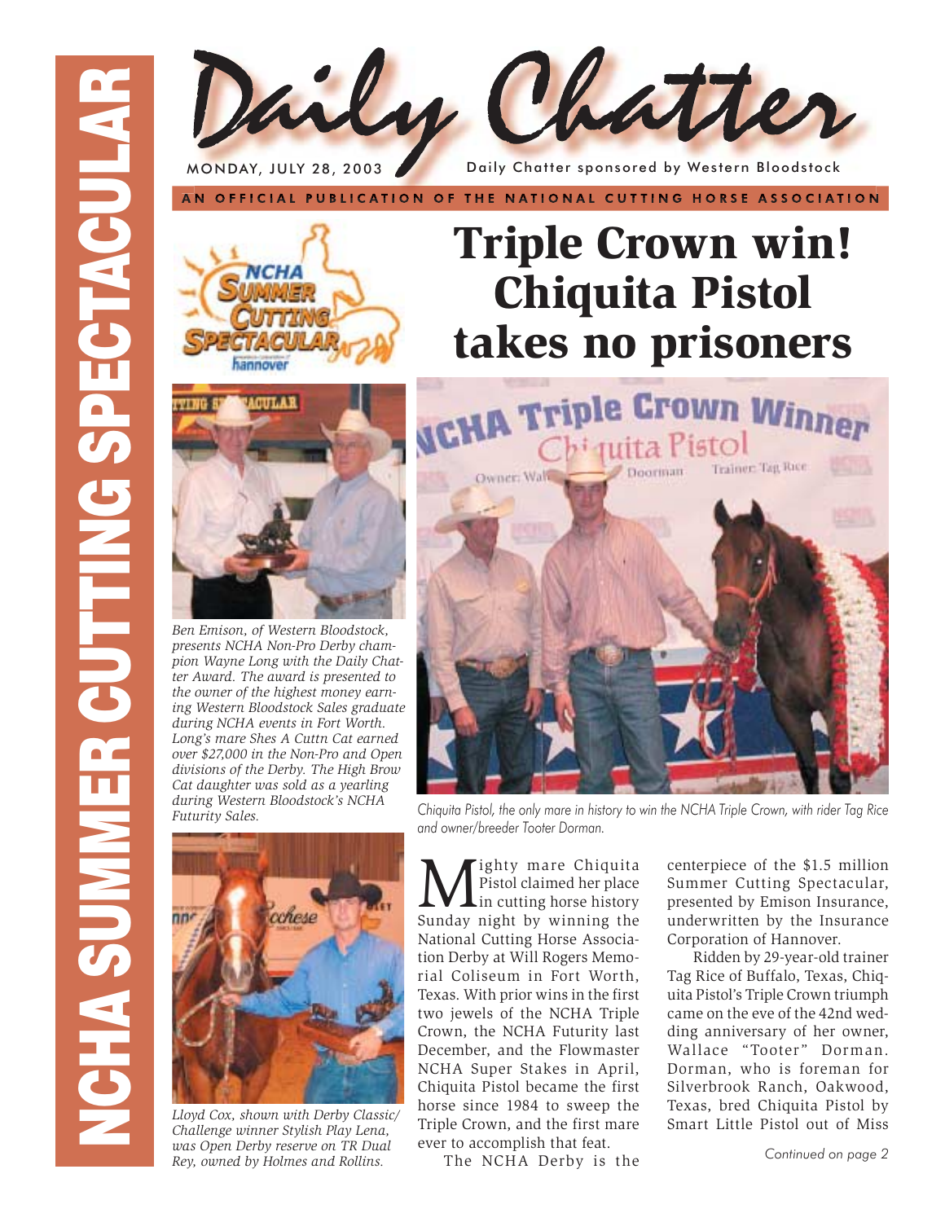# Daily Chatter

MONDAY, JULY 28, 2003

Daily Chatter sponsored by Western Bloodstock

AN OFFICIAL PUBLICATION OF THE NATIONAL CUTTING HORSE ASSOCIATION

NCHA SUMMER CUTTING SPECTACULAR

# Triple Crown win! Chiquita Pistol takes no prisoners

*Ben Emison, of Western Bloodstock, presents NCHA Non-Pro Derby champion Wayne Long with the Daily Chatter Award. The award is presented to the owner of the highest money earning Western Bloodstock Sales graduate during NCHA events in Fort Worth. Long's mare Shes A Cuttn Cat earned over $27,000 in the Non-Pro and Open divisions of the Derby. The High Brow Cat daughter was sold as a yearling during Western Bloodstock's NCHA Futurity Sales.*

*Chiquita Pistol, the only mare in history to win the NCHA Triple Crown, with rider Tag Rice and owner/breeder Tooter Dorman.*

*Lloyd Cox, shown with Derby Classic/Challenge winner Stylish Play Lena, was Open Derby reserve on TR Dual Rey, owned by Holmes and Rollins.*

Mighty mare Chiquita Pistol claimed her place in cutting horse history Sunday night by winning the National Cutting Horse Association Derby at Will Rogers Memorial Coliseum in Fort Worth, Texas. With prior wins in the first two jewels of the NCHA Triple Crown, the NCHA Futurity last December, and the Flowmaster NCHA Super Stakes in April, Chiquita Pistol became the first horse since 1984 to sweep the Triple Crown, and the first mare ever to accomplish that feat.

The NCHA Derby is the centerpiece of the $1.5 million Summer Cutting Spectacular, presented by Emison Insurance, underwritten by the Insurance Corporation of Hannover.

Ridden by 29-year-old trainer Tag Rice of Buffalo, Texas, Chiquita Pistol's Triple Crown triumph came on the eve of the 42nd wedding anniversary of her owner, Wallace "Tooter" Dorman. Dorman, who is foreman for Silverbrook Ranch, Oakwood, Texas, bred Chiquita Pistol by Smart Little Pistol out of Miss

*Continued on page 2*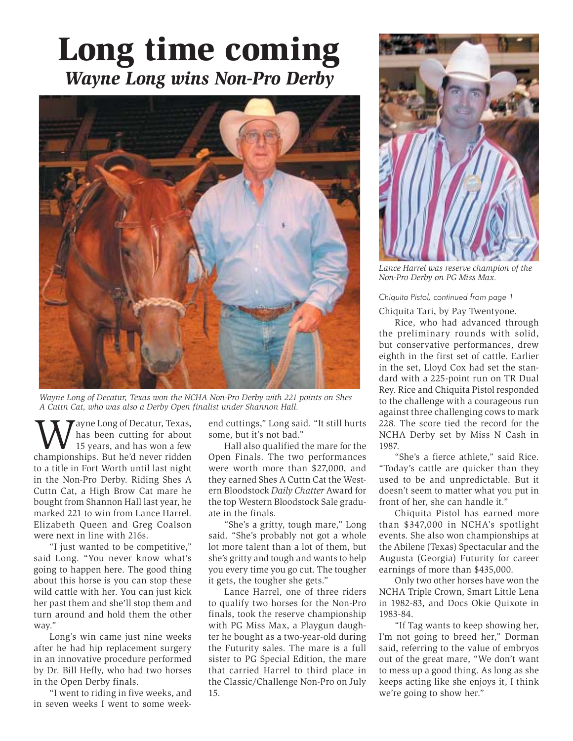# Long time coming

## *Wayne Long wins Non-Pro Derby*

*Wayne Long of Decatur, Texas won the NCHA Non-Pro Derby with 221 points on Shes A Cuttn Cat, who was also a Derby Open finalist under Shannon Hall.*

Wayne Long of Decatur, Texas, has been cutting for about 15 years, and has won a few championships. But he'd never ridden to a title in Fort Worth until last night in the Non-Pro Derby. Riding Shes A Cuttn Cat, a High Brow Cat mare he bought from Shannon Hall last year, he marked 221 to win from Lance Harrel. Elizabeth Queen and Greg Coalson were next in line with 216s.

"I just wanted to be competitive," said Long. "You never know what's going to happen here. The good thing about this horse is you can stop these wild cattle with her. You can just kick her past them and she'll stop them and turn around and hold them the other way."

Long's win came just nine weeks after he had hip replacement surgery in an innovative procedure performed by Dr. Bill Hefly, who had two horses in the Open Derby finals.

"I went to riding in five weeks, and in seven weeks I went to some weekend cuttings," Long said. "It still hurts some, but it's not bad."

Hall also qualified the mare for the Open Finals. The two performances were worth more than $27,000, and they earned Shes A Cuttn Cat the Western Bloodstock *Daily Chatter* Award for the top Western Bloodstock Sale graduate in the finals.

"She's a gritty, tough mare," Long said. "She's probably not got a whole lot more talent than a lot of them, but she's gritty and tough and wants to help you every time you go cut. The tougher it gets, the tougher she gets."

Lance Harrel, one of three riders to qualify two horses for the Non-Pro finals, took the reserve championship with PG Miss Max, a Playgun daughter he bought as a two-year-old during the Futurity sales. The mare is a full sister to PG Special Edition, the mare that carried Harrel to third place in the Classic/Challenge Non-Pro on July 15.

*Lance Harrel was reserve champion of the Non-Pro Derby on PG Miss Max.*

*Chiquita Pistol, continued from page 1*

Chiquita Tari, by Pay Twentyone.

Rice, who had advanced through the preliminary rounds with solid, but conservative performances, drew eighth in the first set of cattle. Earlier in the set, Lloyd Cox had set the standard with a 225-point run on TR Dual Rey. Rice and Chiquita Pistol responded to the challenge with a courageous run against three challenging cows to mark 228. The score tied the record for the NCHA Derby set by Miss N Cash in 1987.

"She's a fierce athlete," said Rice. "Today's cattle are quicker than they used to be and unpredictable. But it doesn't seem to matter what you put in front of her, she can handle it."

Chiquita Pistol has earned more than $347,000 in NCHA's spotlight events. She also won championships at the Abilene (Texas) Spectacular and the Augusta (Georgia) Futurity for career earnings of more than $435,000.

Only two other horses have won the NCHA Triple Crown, Smart Little Lena in 1982-83, and Docs Okie Quixote in 1983-84.

"If Tag wants to keep showing her, I'm not going to breed her," Dorman said, referring to the value of embryos out of the great mare, "We don't want to mess up a good thing. As long as she keeps acting like she enjoys it, I think we're going to show her."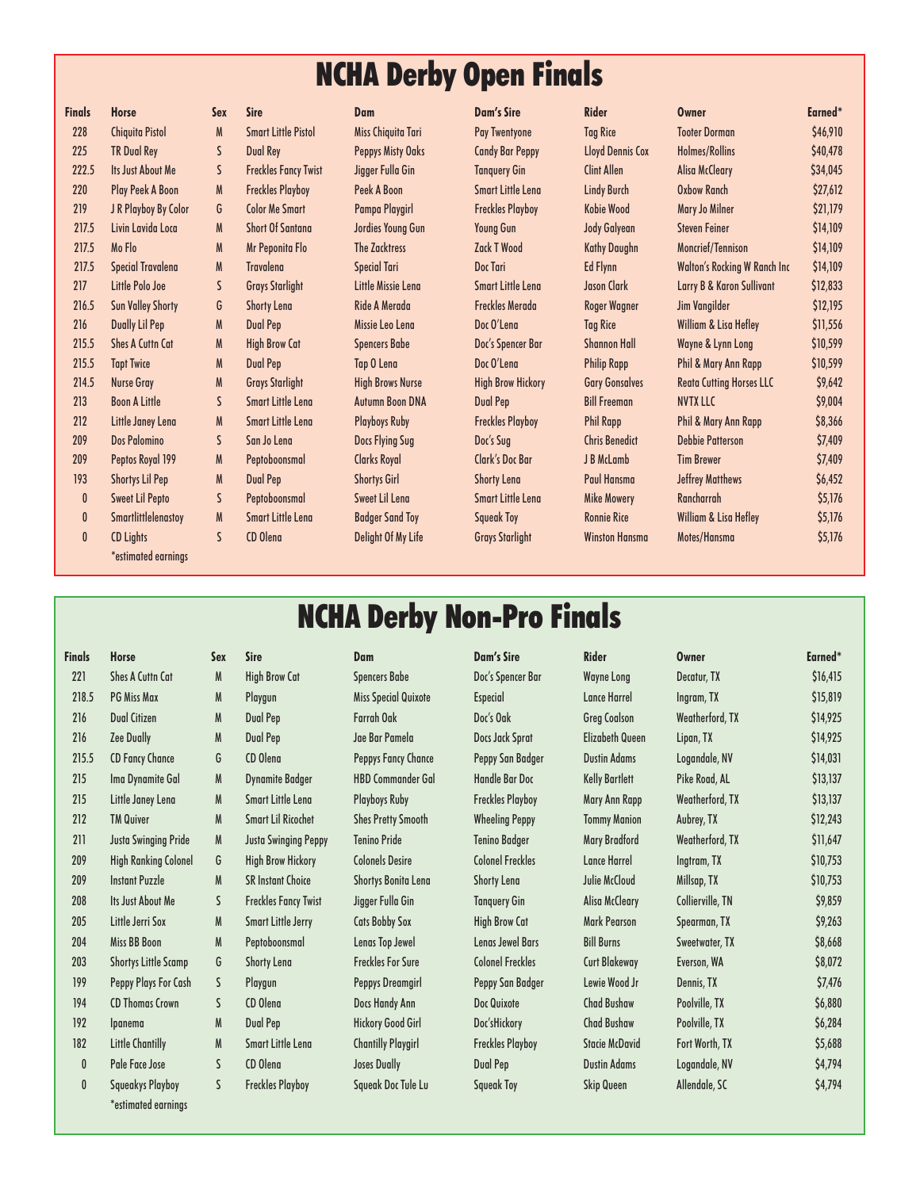# NCHA Derby Open Finals

| Finals | Horse | Sex | Sire | Dam | Dam's Sire | Rider | Owner | Earned* |
|---|---|---|---|---|---|---|---|---|
| 228 | Chiquita Pistol | M | Smart Little Pistol | Miss Chiquita Tari | Pay Twentyone | Tag Rice | Tooter Dorman | $46,910 |
| 225 | TR Dual Rey | S | Dual Rey | Peppys Misty Oaks | Candy Bar Peppy | Lloyd Dennis Cox | Holmes/Rollins | $40,478 |
| 222.5 | Its Just About Me | S | Freckles Fancy Twist | Jigger Fulla Gin | Tanquery Gin | Clint Allen | Alisa McCleary | $34,045 |
| 220 | Play Peek A Boon | M | Freckles Playboy | Peek A Boon | Smart Little Lena | Lindy Burch | Oxbow Ranch | $27,612 |
| 219 | J R Playboy By Color | G | Color Me Smart | Pampa Playgirl | Freckles Playboy | Kobie Wood | Mary Jo Milner | $21,179 |
| 217.5 | Livin Lavida Loca | M | Short Of Santana | Jordies Young Gun | Young Gun | Jody Galyean | Steven Feiner | $14,109 |
| 217.5 | Mo Flo | M | Mr Peponita Flo | The Zacktress | Zack T Wood | Kathy Daughn | Moncrief/Tennison | $14,109 |
| 217.5 | Special Travalena | M | Travalena | Special Tari | Doc Tari | Ed Flynn | Walton's Rocking W Ranch Inc | $14,109 |
| 217 | Little Polo Joe | S | Grays Starlight | Little Missie Lena | Smart Little Lena | Jason Clark | Larry B & Karon Sullivant | $12,833 |
| 216.5 | Sun Valley Shorty | G | Shorty Lena | Ride A Merada | Freckles Merada | Roger Wagner | Jim Vangilder | $12,195 |
| 216 | Dually Lil Pep | M | Dual Pep | Missie Leo Lena | Doc O'Lena | Tag Rice | William & Lisa Hefley | $11,556 |
| 215.5 | Shes A Cuttn Cat | M | High Brow Cat | Spencers Babe | Doc's Spencer Bar | Shannon Hall | Wayne & Lynn Long | $10,599 |
| 215.5 | Tapt Twice | M | Dual Pep | Tap O Lena | Doc O'Lena | Philip Rapp | Phil & Mary Ann Rapp | $10,599 |
| 214.5 | Nurse Gray | M | Grays Starlight | High Brows Nurse | High Brow Hickory | Gary Gonsalves | Reata Cutting Horses LLC | $9,642 |
| 213 | Boon A Little | S | Smart Little Lena | Autumn Boon DNA | Dual Pep | Bill Freeman | NVTX LLC | $9,004 |
| 212 | Little Janey Lena | M | Smart Little Lena | Playboys Ruby | Freckles Playboy | Phil Rapp | Phil & Mary Ann Rapp | $8,366 |
| 209 | Dos Palomino | S | San Jo Lena | Docs Flying Sug | Doc's Sug | Chris Benedict | Debbie Patterson | $7,409 |
| 209 | Peptos Royal 199 | M | Peptoboonsmal | Clarks Royal | Clark's Doc Bar | J B McLamb | Tim Brewer | $7,409 |
| 193 | Shortys Lil Pep | M | Dual Pep | Shortys Girl | Shorty Lena | Paul Hansma | Jeffrey Matthews | $6,452 |
| 0 | Sweet Lil Pepto | S | Peptoboonsmal | Sweet Lil Lena | Smart Little Lena | Mike Mowery | Rancharrah | $5,176 |
| 0 | Smartlittlelenastoy | M | Smart Little Lena | Badger Sand Toy | Squeak Toy | Ronnie Rice | William & Lisa Hefley | $5,176 |
| 0 | CD Lights | S | CD Olena | Delight Of My Life | Grays Starlight | Winston Hansma | Motes/Hansma | $5,176 |

*estimated earnings

# NCHA Derby Non-Pro Finals

| Finals | Horse | Sex | Sire | Dam | Dam's Sire | Rider | Owner | Earned* |
|---|---|---|---|---|---|---|---|---|
| 221 | Shes A Cuttn Cat | M | High Brow Cat | Spencers Babe | Doc's Spencer Bar | Wayne Long | Decatur, TX | $16,415 |
| 218.5 | PG Miss Max | M | Playgun | Miss Special Quixote | Especial | Lance Harrel | Ingram, TX | $15,819 |
| 216 | Dual Citizen | M | Dual Pep | Farrah Oak | Doc's Oak | Greg Coalson | Weatherford, TX | $14,925 |
| 216 | Zee Dually | M | Dual Pep | Jae Bar Pamela | Docs Jack Sprat | Elizabeth Queen | Lipan, TX | $14,925 |
| 215.5 | CD Fancy Chance | G | CD Olena | Peppys Fancy Chance | Peppy San Badger | Dustin Adams | Logandale, NV | $14,031 |
| 215 | Ima Dynamite Gal | M | Dynamite Badger | HBD Commander Gal | Handle Bar Doc | Kelly Bartlett | Pike Road, AL | $13,137 |
| 215 | Little Janey Lena | M | Smart Little Lena | Playboys Ruby | Freckles Playboy | Mary Ann Rapp | Weatherford, TX | $13,137 |
| 212 | TM Quiver | M | Smart Lil Ricochet | Shes Pretty Smooth | Wheeling Peppy | Tommy Manion | Aubrey, TX | $12,243 |
| 211 | Justa Swinging Pride | M | Justa Swinging Peppy | Tenino Pride | Tenino Badger | Mary Bradford | Weatherford, TX | $11,647 |
| 209 | High Ranking Colonel | G | High Brow Hickory | Colonels Desire | Colonel Freckles | Lance Harrel | Ingtram, TX | $10,753 |
| 209 | Instant Puzzle | M | SR Instant Choice | Shortys Bonita Lena | Shorty Lena | Julie McCloud | Millsap, TX | $10,753 |
| 208 | Its Just About Me | S | Freckles Fancy Twist | Jigger Fulla Gin | Tanquery Gin | Alisa McCleary | Collierville, TN | $9,859 |
| 205 | Little Jerri Sox | M | Smart Little Jerry | Cats Bobby Sox | High Brow Cat | Mark Pearson | Spearman, TX | $9,263 |
| 204 | Miss BB Boon | M | Peptoboonsmal | Lenas Top Jewel | Lenas Jewel Bars | Bill Burns | Sweetwater, TX | $8,668 |
| 203 | Shortys Little Scamp | G | Shorty Lena | Freckles For Sure | Colonel Freckles | Curt Blakeway | Everson, WA | $8,072 |
| 199 | Peppy Plays For Cash | S | Playgun | Peppys Dreamgirl | Peppy San Badger | Lewie Wood Jr | Dennis, TX | $7,476 |
| 194 | CD Thomas Crown | S | CD Olena | Docs Handy Ann | Doc Quixote | Chad Bushaw | Poolville, TX | $6,880 |
| 192 | Ipanema | M | Dual Pep | Hickory Good Girl | Doc'sHickory | Chad Bushaw | Poolville, TX | $6,284 |
| 182 | Little Chantilly | M | Smart Little Lena | Chantilly Playgirl | Freckles Playboy | Stacie McDavid | Fort Worth, TX | $5,688 |
| 0 | Pale Face Jose | S | CD Olena | Joses Dually | Dual Pep | Dustin Adams | Logandale, NV | $4,794 |
| 0 | Squeakys Playboy | S | Freckles Playboy | Squeak Doc Tule Lu | Squeak Toy | Skip Queen | Allendale, SC | $4,794 |

*estimated earnings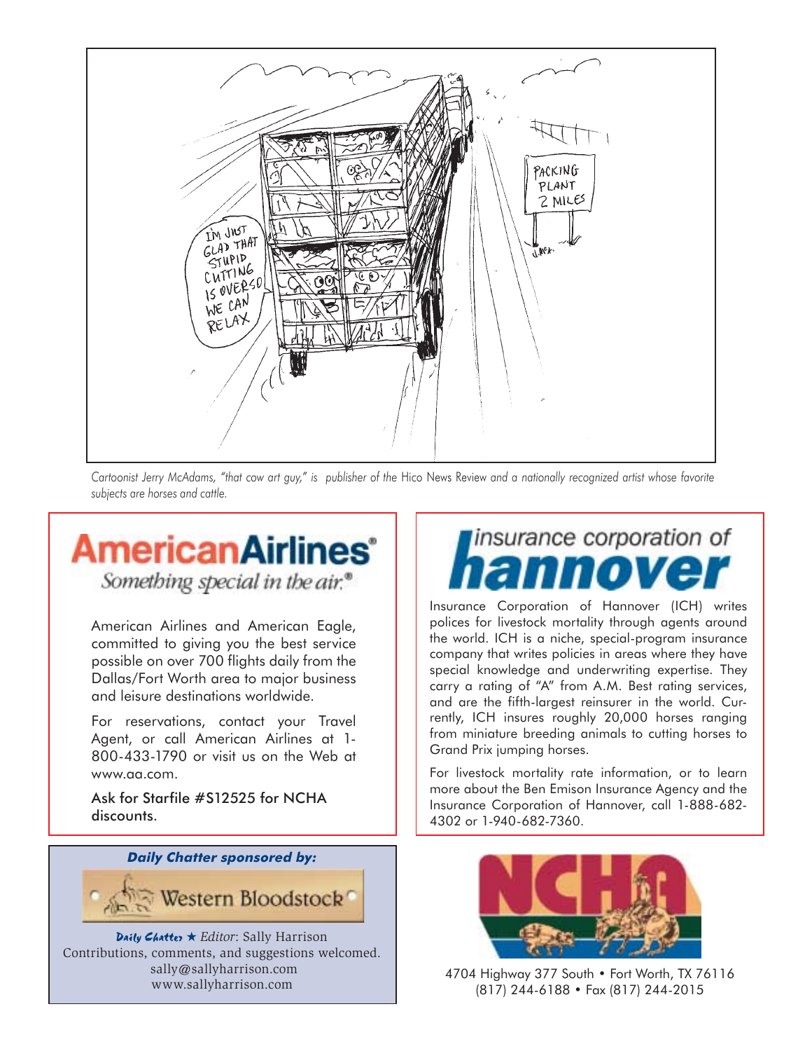*Cartoonist Jerry McAdams, "that cow art guy," is publisher of the* Hico News Review *and a nationally recognized artist whose favorite subjects are horses and cattle.*

## AmericanAirlines®

*Something special in the air.®*

American Airlines and American Eagle, committed to giving you the best service possible on over 700 flights daily from the Dallas/Fort Worth area to major business and leisure destinations worldwide.

For reservations, contact your Travel Agent, or call American Airlines at 1-800-433-1790 or visit us on the Web at www.aa.com.

Ask for Starfile #S12525 for NCHA discounts.

## insurance corporation of hannover

Insurance Corporation of Hannover (ICH) writes polices for livestock mortality through agents around the world. ICH is a niche, special-program insurance company that writes policies in areas where they have special knowledge and underwriting expertise. They carry a rating of "A" from A.M. Best rating services, and are the fifth-largest reinsurer in the world. Currently, ICH insures roughly 20,000 horses ranging from miniature breeding animals to cutting horses to Grand Prix jumping horses.

For livestock mortality rate information, or to learn more about the Ben Emison Insurance Agency and the Insurance Corporation of Hannover, call 1-888-682-4302 or 1-940-682-7360.

***Daily Chatter sponsored by:***

Western Bloodstock

*Daily Chatter* ★ *Editor*: Sally Harrison
Contributions, comments, and suggestions welcomed.
sally@sallyharrison.com
www.sallyharrison.com

NCHA

4704 Highway 377 South • Fort Worth, TX 76116
(817) 244-6188 • Fax (817) 244-2015